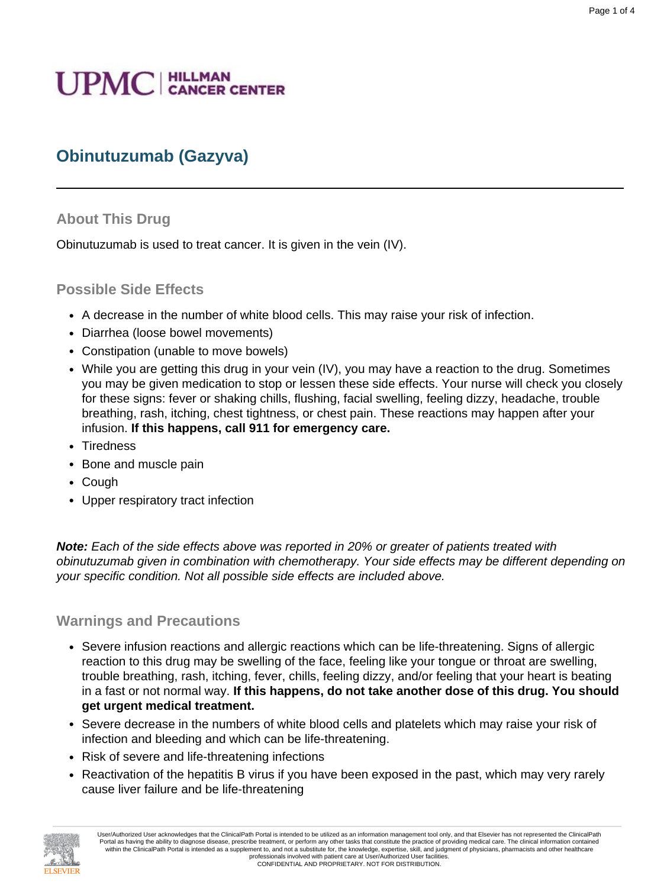UPMC | HILLMAN CANCER CENTER

# Obinutuzumab (Gazyva)

## About This Drug

Obinutuzumab is used to treat cancer. It is given in the vein (IV).

## Possible Side Effects

- A decrease in the number of white blood cells. This may raise your risk of infection.
- Diarrhea (loose bowel movements)
- Constipation (unable to move bowels)
- While you are getting this drug in your vein (IV), you may have a reaction to the drug. Sometimes you may be given medication to stop or lessen these side effects. Your nurse will check you closely for these signs: fever or shaking chills, flushing, facial swelling, feeling dizzy, headache, trouble breathing, rash, itching, chest tightness, or chest pain. These reactions may happen after your infusion. **If this happens, call 911 for emergency care.**
- Tiredness
- Bone and muscle pain
- Cough
- Upper respiratory tract infection

***Note:*** *Each of the side effects above was reported in 20% or greater of patients treated with obinutuzumab given in combination with chemotherapy. Your side effects may be different depending on your specific condition. Not all possible side effects are included above.*

## Warnings and Precautions

- Severe infusion reactions and allergic reactions which can be life-threatening. Signs of allergic reaction to this drug may be swelling of the face, feeling like your tongue or throat are swelling, trouble breathing, rash, itching, fever, chills, feeling dizzy, and/or feeling that your heart is beating in a fast or not normal way. **If this happens, do not take another dose of this drug. You should get urgent medical treatment.**
- Severe decrease in the numbers of white blood cells and platelets which may raise your risk of infection and bleeding and which can be life-threatening.
- Risk of severe and life-threatening infections
- Reactivation of the hepatitis B virus if you have been exposed in the past, which may very rarely cause liver failure and be life-threatening

User/Authorized User acknowledges that the ClinicalPath Portal is intended to be utilized as an information management tool only, and that Elsevier has not represented the ClinicalPath Portal as having the ability to diagnose disease, prescribe treatment, or perform any other tasks that constitute the practice of providing medical care. The clinical information contained within the ClinicalPath Portal is intended as a supplement to, and not a substitute for, the knowledge, expertise, skill, and judgment of physicians, pharmacists and other healthcare professionals involved with patient care at User/Authorized User facilities.
CONFIDENTIAL AND PROPRIETARY. NOT FOR DISTRIBUTION.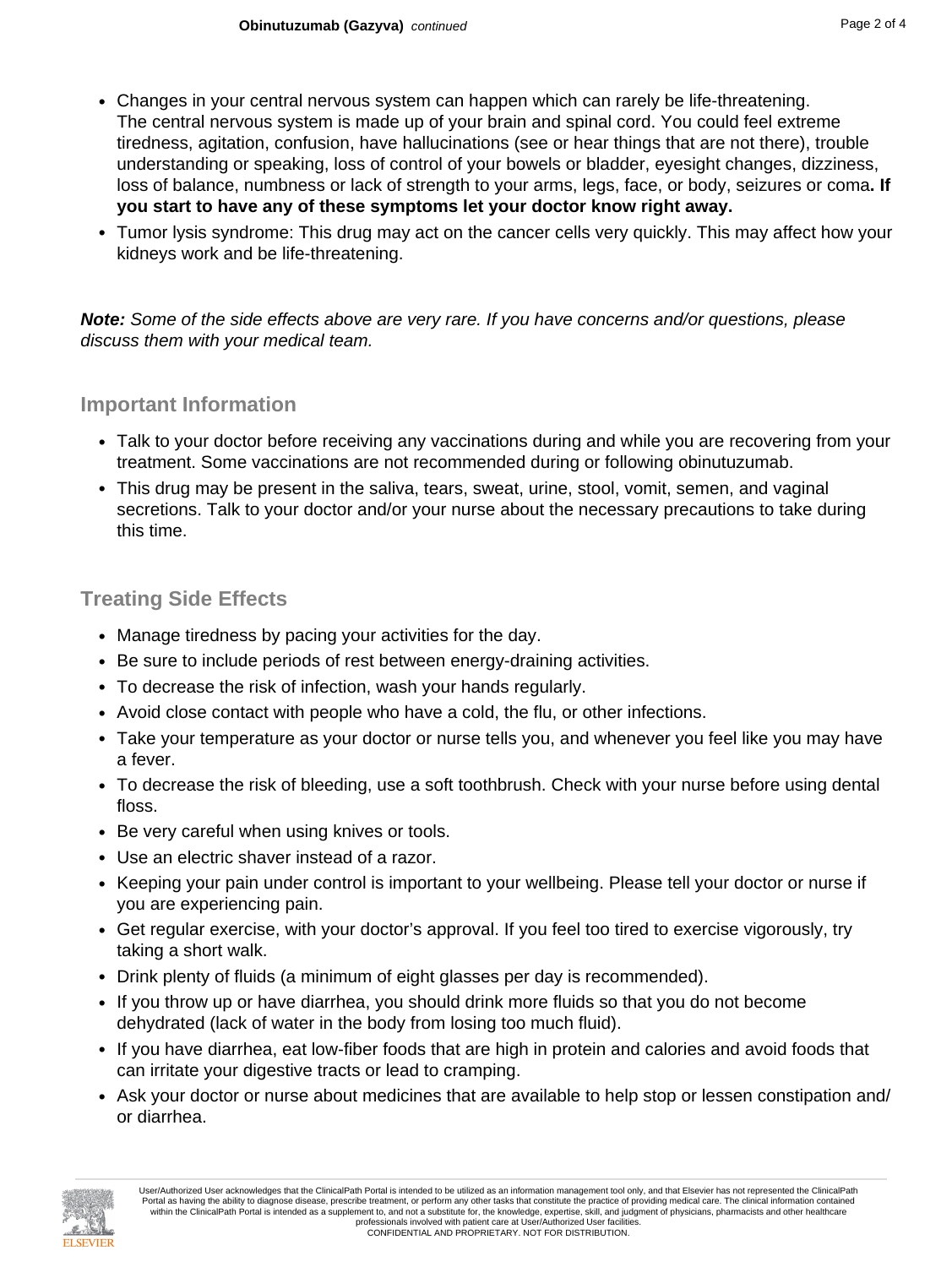- Changes in your central nervous system can happen which can rarely be life-threatening. The central nervous system is made up of your brain and spinal cord. You could feel extreme tiredness, agitation, confusion, have hallucinations (see or hear things that are not there), trouble understanding or speaking, loss of control of your bowels or bladder, eyesight changes, dizziness, loss of balance, numbness or lack of strength to your arms, legs, face, or body, seizures or coma**. If you start to have any of these symptoms let your doctor know right away.**
- Tumor lysis syndrome: This drug may act on the cancer cells very quickly. This may affect how your kidneys work and be life-threatening.

***Note:*** *Some of the side effects above are very rare. If you have concerns and/or questions, please discuss them with your medical team.*

## Important Information

- Talk to your doctor before receiving any vaccinations during and while you are recovering from your treatment. Some vaccinations are not recommended during or following obinutuzumab.
- This drug may be present in the saliva, tears, sweat, urine, stool, vomit, semen, and vaginal secretions. Talk to your doctor and/or your nurse about the necessary precautions to take during this time.

## Treating Side Effects

- Manage tiredness by pacing your activities for the day.
- Be sure to include periods of rest between energy-draining activities.
- To decrease the risk of infection, wash your hands regularly.
- Avoid close contact with people who have a cold, the flu, or other infections.
- Take your temperature as your doctor or nurse tells you, and whenever you feel like you may have a fever.
- To decrease the risk of bleeding, use a soft toothbrush. Check with your nurse before using dental floss.
- Be very careful when using knives or tools.
- Use an electric shaver instead of a razor.
- Keeping your pain under control is important to your wellbeing. Please tell your doctor or nurse if you are experiencing pain.
- Get regular exercise, with your doctor's approval. If you feel too tired to exercise vigorously, try taking a short walk.
- Drink plenty of fluids (a minimum of eight glasses per day is recommended).
- If you throw up or have diarrhea, you should drink more fluids so that you do not become dehydrated (lack of water in the body from losing too much fluid).
- If you have diarrhea, eat low-fiber foods that are high in protein and calories and avoid foods that can irritate your digestive tracts or lead to cramping.
- Ask your doctor or nurse about medicines that are available to help stop or lessen constipation and/or diarrhea.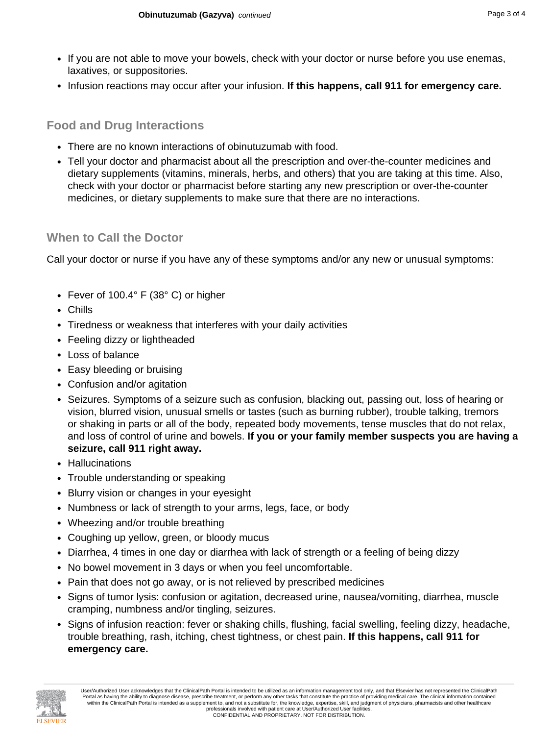- If you are not able to move your bowels, check with your doctor or nurse before you use enemas, laxatives, or suppositories.
- Infusion reactions may occur after your infusion. **If this happens, call 911 for emergency care.**

## Food and Drug Interactions

- There are no known interactions of obinutuzumab with food.
- Tell your doctor and pharmacist about all the prescription and over-the-counter medicines and dietary supplements (vitamins, minerals, herbs, and others) that you are taking at this time. Also, check with your doctor or pharmacist before starting any new prescription or over-the-counter medicines, or dietary supplements to make sure that there are no interactions.

## When to Call the Doctor

Call your doctor or nurse if you have any of these symptoms and/or any new or unusual symptoms:

- Fever of 100.4° F (38° C) or higher
- Chills
- Tiredness or weakness that interferes with your daily activities
- Feeling dizzy or lightheaded
- Loss of balance
- Easy bleeding or bruising
- Confusion and/or agitation
- Seizures. Symptoms of a seizure such as confusion, blacking out, passing out, loss of hearing or vision, blurred vision, unusual smells or tastes (such as burning rubber), trouble talking, tremors or shaking in parts or all of the body, repeated body movements, tense muscles that do not relax, and loss of control of urine and bowels. **If you or your family member suspects you are having a seizure, call 911 right away.**
- Hallucinations
- Trouble understanding or speaking
- Blurry vision or changes in your eyesight
- Numbness or lack of strength to your arms, legs, face, or body
- Wheezing and/or trouble breathing
- Coughing up yellow, green, or bloody mucus
- Diarrhea, 4 times in one day or diarrhea with lack of strength or a feeling of being dizzy
- No bowel movement in 3 days or when you feel uncomfortable.
- Pain that does not go away, or is not relieved by prescribed medicines
- Signs of tumor lysis: confusion or agitation, decreased urine, nausea/vomiting, diarrhea, muscle cramping, numbness and/or tingling, seizures.
- Signs of infusion reaction: fever or shaking chills, flushing, facial swelling, feeling dizzy, headache, trouble breathing, rash, itching, chest tightness, or chest pain. **If this happens, call 911 for emergency care.**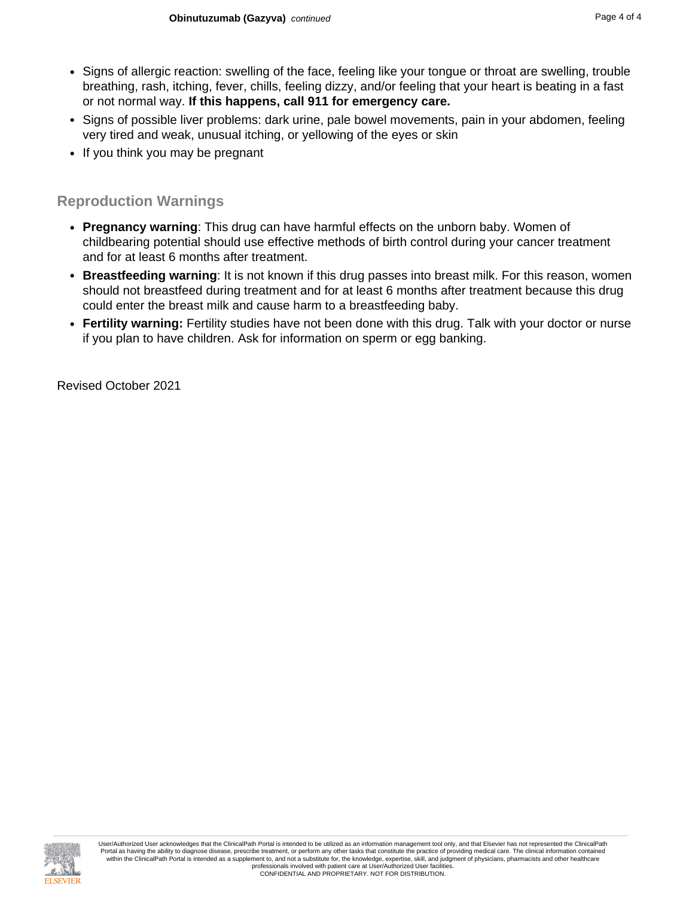- Signs of allergic reaction: swelling of the face, feeling like your tongue or throat are swelling, trouble breathing, rash, itching, fever, chills, feeling dizzy, and/or feeling that your heart is beating in a fast or not normal way. **If this happens, call 911 for emergency care.**
- Signs of possible liver problems: dark urine, pale bowel movements, pain in your abdomen, feeling very tired and weak, unusual itching, or yellowing of the eyes or skin
- If you think you may be pregnant

## Reproduction Warnings

- **Pregnancy warning**: This drug can have harmful effects on the unborn baby. Women of childbearing potential should use effective methods of birth control during your cancer treatment and for at least 6 months after treatment.
- **Breastfeeding warning**: It is not known if this drug passes into breast milk. For this reason, women should not breastfeed during treatment and for at least 6 months after treatment because this drug could enter the breast milk and cause harm to a breastfeeding baby.
- **Fertility warning:** Fertility studies have not been done with this drug. Talk with your doctor or nurse if you plan to have children. Ask for information on sperm or egg banking.

Revised October 2021